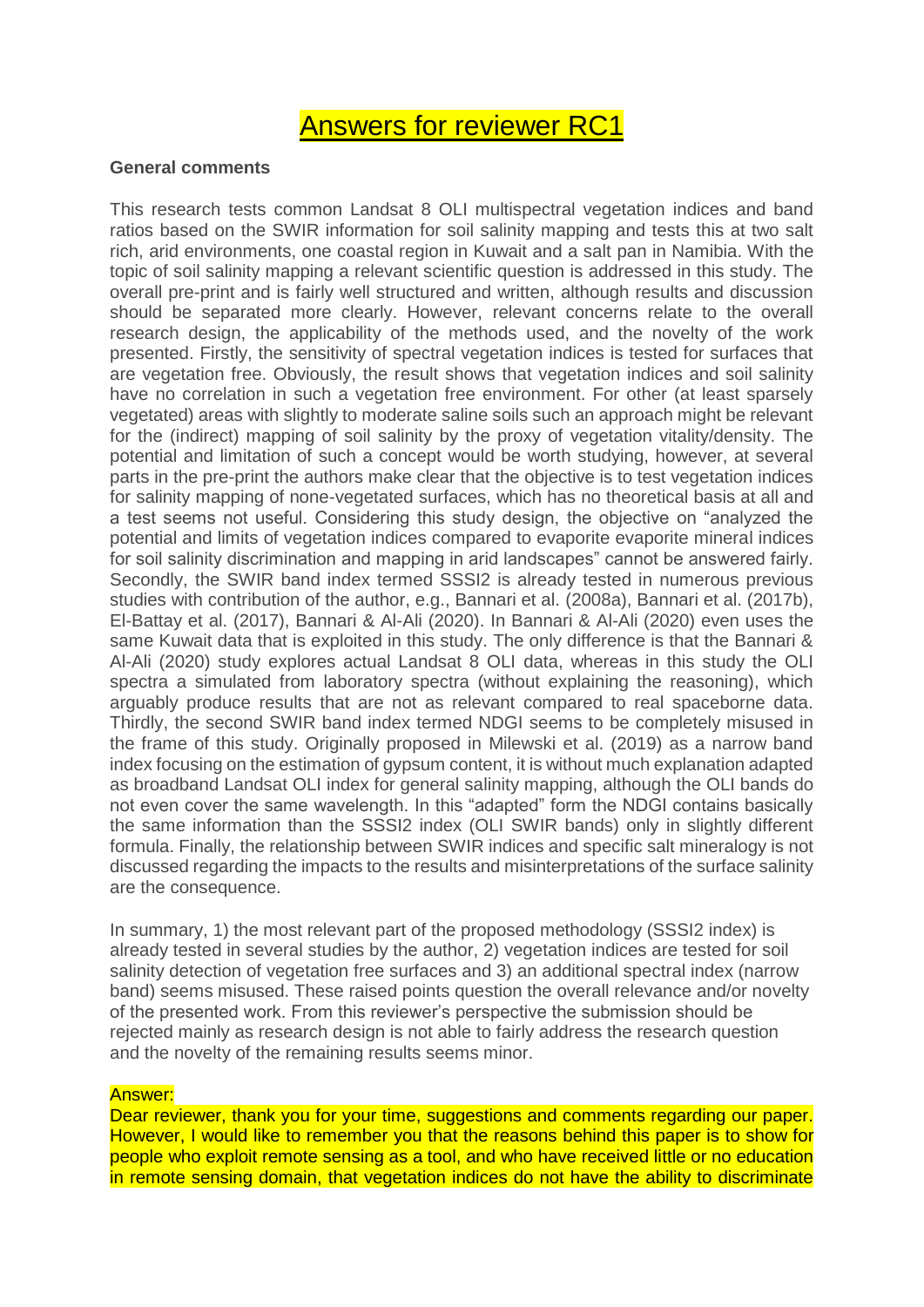# Answers for reviewer RC1

**General comments**

This research tests common Landsat 8 OLI multispectral vegetation indices and band ratios based on the SWIR information for soil salinity mapping and tests this at two salt rich, arid environments, one coastal region in Kuwait and a salt pan in Namibia. With the topic of soil salinity mapping a relevant scientific question is addressed in this study. The overall pre-print and is fairly well structured and written, although results and discussion should be separated more clearly. However, relevant concerns relate to the overall research design, the applicability of the methods used, and the novelty of the work presented. Firstly, the sensitivity of spectral vegetation indices is tested for surfaces that are vegetation free. Obviously, the result shows that vegetation indices and soil salinity have no correlation in such a vegetation free environment. For other (at least sparsely vegetated) areas with slightly to moderate saline soils such an approach might be relevant for the (indirect) mapping of soil salinity by the proxy of vegetation vitality/density. The potential and limitation of such a concept would be worth studying, however, at several parts in the pre-print the authors make clear that the objective is to test vegetation indices for salinity mapping of none-vegetated surfaces, which has no theoretical basis at all and a test seems not useful. Considering this study design, the objective on "analyzed the potential and limits of vegetation indices compared to evaporite evaporite mineral indices for soil salinity discrimination and mapping in arid landscapes" cannot be answered fairly. Secondly, the SWIR band index termed SSSI2 is already tested in numerous previous studies with contribution of the author, e.g., Bannari et al. (2008a), Bannari et al. (2017b), El-Battay et al. (2017), Bannari & Al-Ali (2020). In Bannari & Al-Ali (2020) even uses the same Kuwait data that is exploited in this study. The only difference is that the Bannari & Al-Ali (2020) study explores actual Landsat 8 OLI data, whereas in this study the OLI spectra a simulated from laboratory spectra (without explaining the reasoning), which arguably produce results that are not as relevant compared to real spaceborne data. Thirdly, the second SWIR band index termed NDGI seems to be completely misused in the frame of this study. Originally proposed in Milewski et al. (2019) as a narrow band index focusing on the estimation of gypsum content, it is without much explanation adapted as broadband Landsat OLI index for general salinity mapping, although the OLI bands do not even cover the same wavelength. In this "adapted" form the NDGI contains basically the same information than the SSSI2 index (OLI SWIR bands) only in slightly different formula. Finally, the relationship between SWIR indices and specific salt mineralogy is not discussed regarding the impacts to the results and misinterpretations of the surface salinity are the consequence.

In summary, 1) the most relevant part of the proposed methodology (SSSI2 index) is already tested in several studies by the author, 2) vegetation indices are tested for soil salinity detection of vegetation free surfaces and 3) an additional spectral index (narrow band) seems misused. These raised points question the overall relevance and/or novelty of the presented work. From this reviewer's perspective the submission should be rejected mainly as research design is not able to fairly address the research question and the novelty of the remaining results seems minor.

Answer:

Dear reviewer, thank you for your time, suggestions and comments regarding our paper. However, I would like to remember you that the reasons behind this paper is to show for people who exploit remote sensing as a tool, and who have received little or no education in remote sensing domain, that vegetation indices do not have the ability to discriminate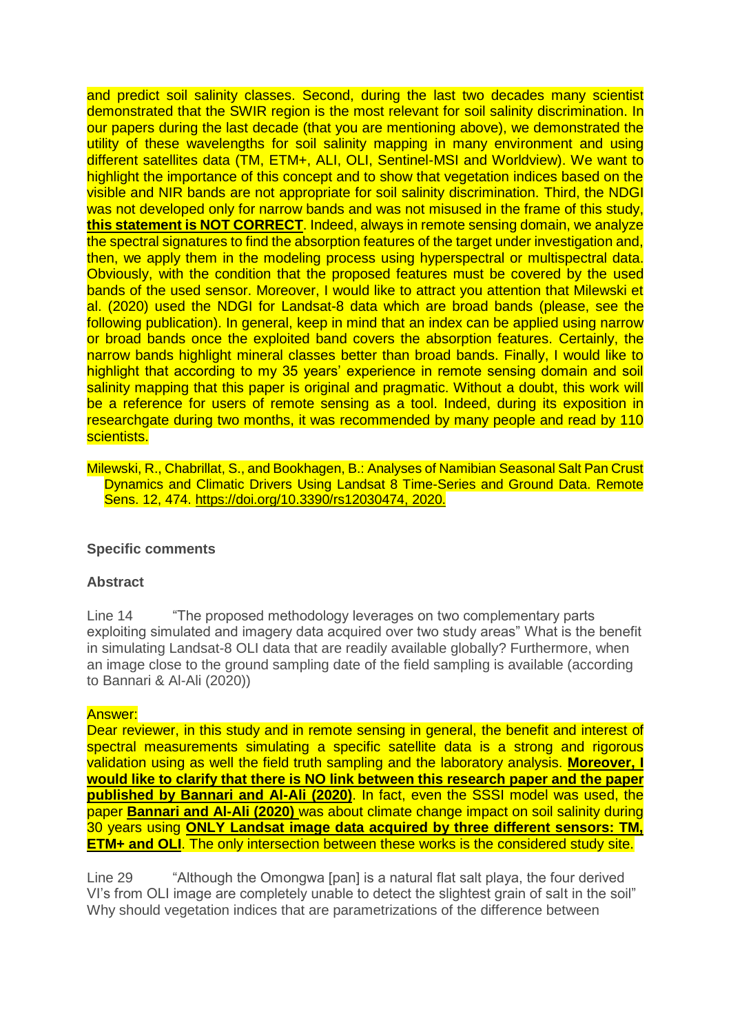and predict soil salinity classes. Second, during the last two decades many scientist demonstrated that the SWIR region is the most relevant for soil salinity discrimination. In our papers during the last decade (that you are mentioning above), we demonstrated the utility of these wavelengths for soil salinity mapping in many environment and using different satellites data (TM, ETM+, ALI, OLI, Sentinel-MSI and Worldview). We want to highlight the importance of this concept and to show that vegetation indices based on the visible and NIR bands are not appropriate for soil salinity discrimination. Third, the NDGI was not developed only for narrow bands and was not misused in the frame of this study, **this statement is NOT CORRECT**. Indeed, always in remote sensing domain, we analyze the spectral signatures to find the absorption features of the target under investigation and, then, we apply them in the modeling process using hyperspectral or multispectral data. Obviously, with the condition that the proposed features must be covered by the used bands of the used sensor. Moreover, I would like to attract you attention that Milewski et al. (2020) used the NDGI for Landsat-8 data which are broad bands (please, see the following publication). In general, keep in mind that an index can be applied using narrow or broad bands once the exploited band covers the absorption features. Certainly, the narrow bands highlight mineral classes better than broad bands. Finally, I would like to highlight that according to my 35 years' experience in remote sensing domain and soil salinity mapping that this paper is original and pragmatic. Without a doubt, this work will be a reference for users of remote sensing as a tool. Indeed, during its exposition in researchgate during two months, it was recommended by many people and read by 110 scientists.

Milewski, R., Chabrillat, S., and Bookhagen, B.: Analyses of Namibian Seasonal Salt Pan Crust Dynamics and Climatic Drivers Using Landsat 8 Time-Series and Ground Data. Remote Sens. 12, 474. https://doi.org/10.3390/rs12030474, 2020.

### Specific comments

#### Abstract

Line 14 "The proposed methodology leverages on two complementary parts exploiting simulated and imagery data acquired over two study areas" What is the benefit in simulating Landsat-8 OLI data that are readily available globally? Furthermore, when an image close to the ground sampling date of the field sampling is available (according to Bannari & Al-Ali (2020))

Answer:

Dear reviewer, in this study and in remote sensing in general, the benefit and interest of spectral measurements simulating a specific satellite data is a strong and rigorous validation using as well the field truth sampling and the laboratory analysis. **Moreover, I would like to clarify that there is NO link between this research paper and the paper published by Bannari and Al-Ali (2020)**. In fact, even the SSSI model was used, the paper **Bannari and Al-Ali (2020)** was about climate change impact on soil salinity during 30 years using **ONLY Landsat image data acquired by three different sensors: TM, ETM+ and OLI**. The only intersection between these works is the considered study site.

Line 29 "Although the Omongwa [pan] is a natural flat salt playa, the four derived VI's from OLI image are completely unable to detect the slightest grain of salt in the soil" Why should vegetation indices that are parametrizations of the difference between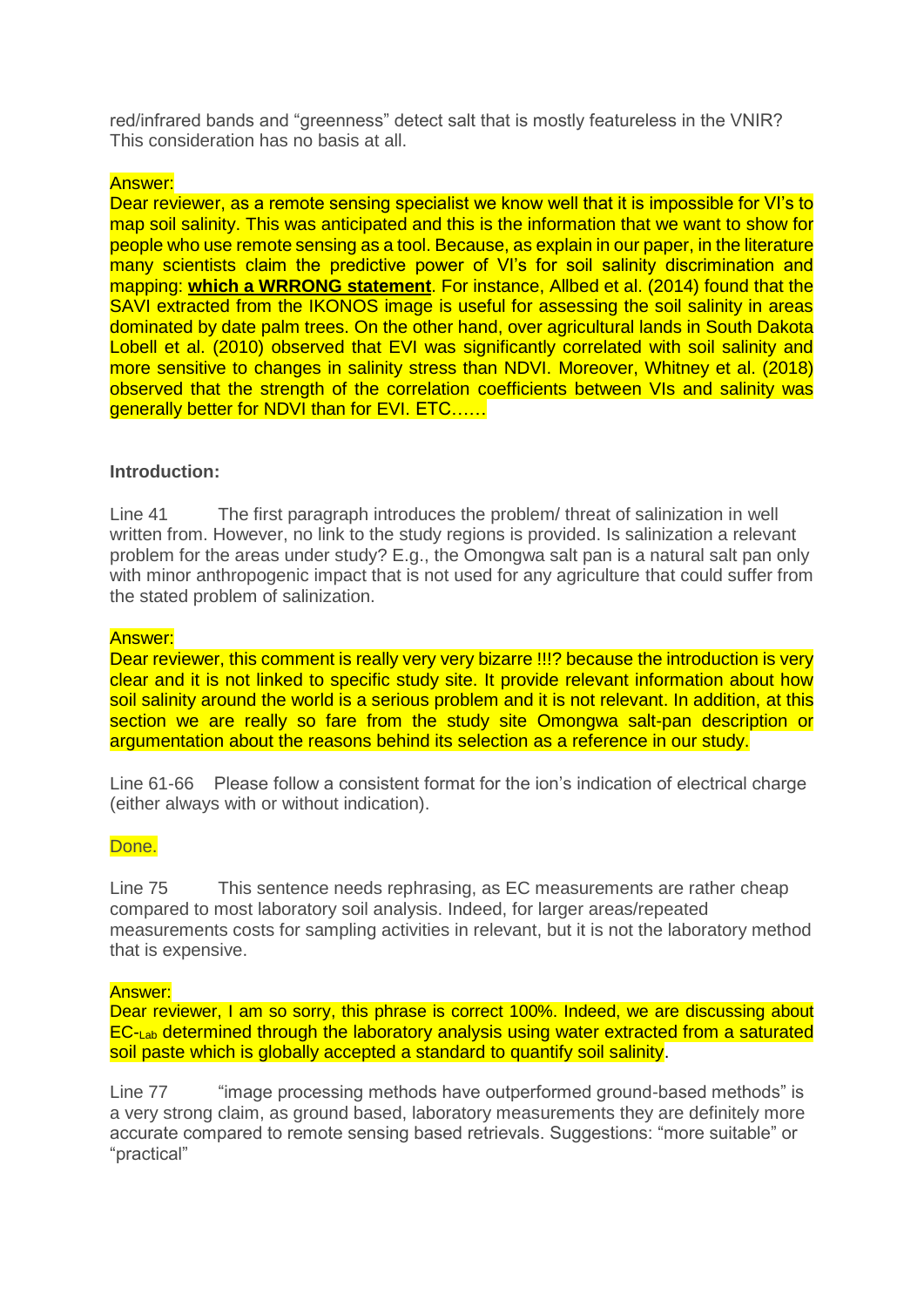red/infrared bands and "greenness" detect salt that is mostly featureless in the VNIR? This consideration has no basis at all.

Answer:

Dear reviewer, as a remote sensing specialist we know well that it is impossible for VI's to map soil salinity. This was anticipated and this is the information that we want to show for people who use remote sensing as a tool. Because, as explain in our paper, in the literature many scientists claim the predictive power of VI's for soil salinity discrimination and mapping: **which a WRRONG statement**. For instance, Allbed et al. (2014) found that the SAVI extracted from the IKONOS image is useful for assessing the soil salinity in areas dominated by date palm trees. On the other hand, over agricultural lands in South Dakota Lobell et al. (2010) observed that EVI was significantly correlated with soil salinity and more sensitive to changes in salinity stress than NDVI. Moreover, Whitney et al. (2018) observed that the strength of the correlation coefficients between VIs and salinity was generally better for NDVI than for EVI. ETC……

**Introduction:**

Line 41 The first paragraph introduces the problem/ threat of salinization in well written from. However, no link to the study regions is provided. Is salinization a relevant problem for the areas under study? E.g., the Omongwa salt pan is a natural salt pan only with minor anthropogenic impact that is not used for any agriculture that could suffer from the stated problem of salinization.

Answer:

Dear reviewer, this comment is really very very bizarre !!!? because the introduction is very clear and it is not linked to specific study site. It provide relevant information about how soil salinity around the world is a serious problem and it is not relevant. In addition, at this section we are really so fare from the study site Omongwa salt-pan description or argumentation about the reasons behind its selection as a reference in our study.

Line 61-66 Please follow a consistent format for the ion's indication of electrical charge (either always with or without indication).

Done.

Line 75 This sentence needs rephrasing, as EC measurements are rather cheap compared to most laboratory soil analysis. Indeed, for larger areas/repeated measurements costs for sampling activities in relevant, but it is not the laboratory method that is expensive.

Answer:

Dear reviewer, I am so sorry, this phrase is correct 100%. Indeed, we are discussing about $EC_{Lab}$ determined through the laboratory analysis using water extracted from a saturated soil paste which is globally accepted a standard to quantify soil salinity.

Line 77 "image processing methods have outperformed ground-based methods" is a very strong claim, as ground based, laboratory measurements they are definitely more accurate compared to remote sensing based retrievals. Suggestions: "more suitable" or "practical"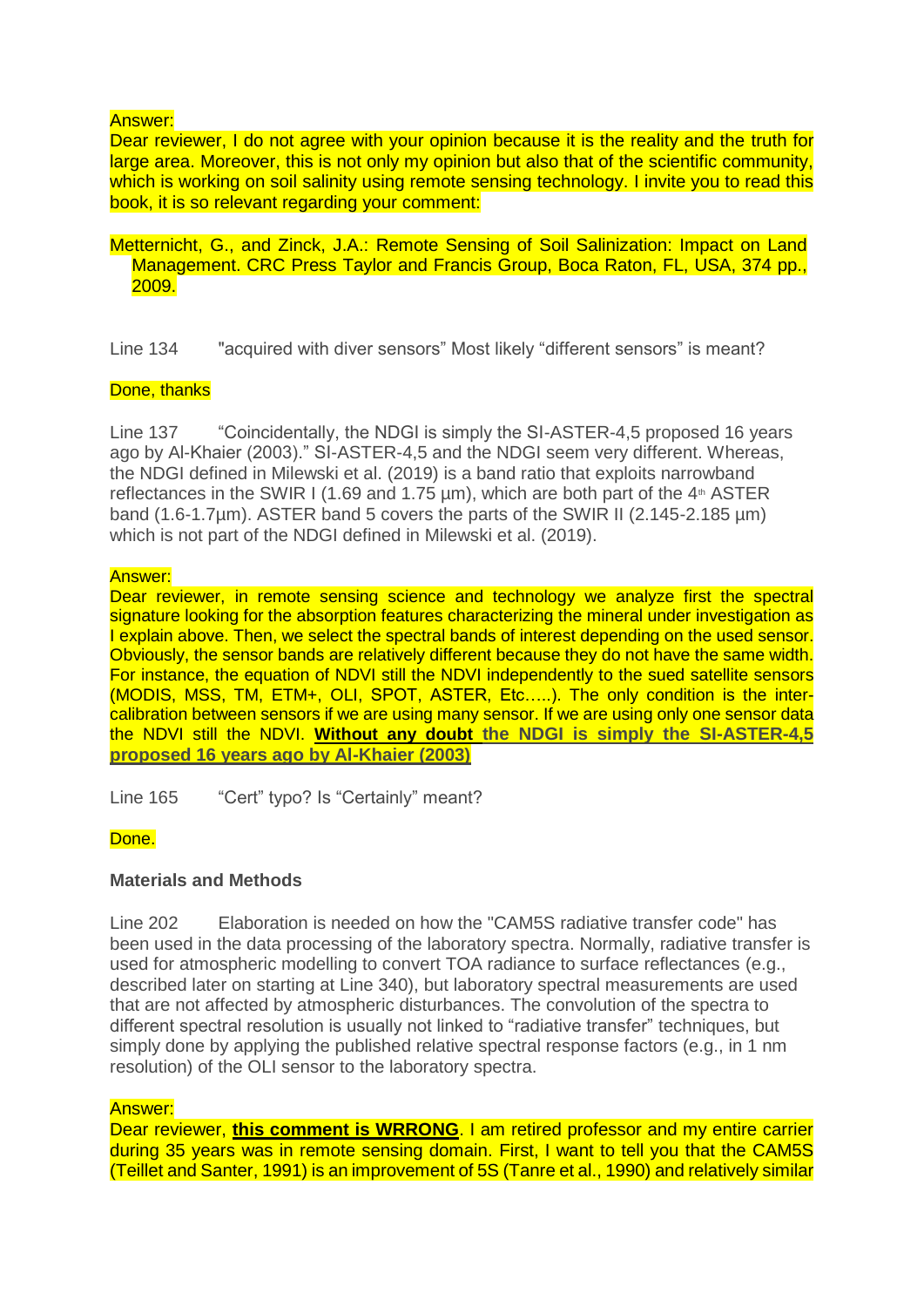Answer:
Dear reviewer, I do not agree with your opinion because it is the reality and the truth for large area. Moreover, this is not only my opinion but also that of the scientific community, which is working on soil salinity using remote sensing technology. I invite you to read this book, it is so relevant regarding your comment:

Metternicht, G., and Zinck, J.A.: Remote Sensing of Soil Salinization: Impact on Land Management. CRC Press Taylor and Francis Group, Boca Raton, FL, USA, 374 pp., 2009.

Line 134 "acquired with diver sensors" Most likely "different sensors" is meant?

Done, thanks

Line 137 "Coincidentally, the NDGI is simply the SI-ASTER-4,5 proposed 16 years ago by Al-Khaier (2003)." SI-ASTER-4,5 and the NDGI seem very different. Whereas, the NDGI defined in Milewski et al. (2019) is a band ratio that exploits narrowband reflectances in the SWIR I (1.69 and 1.75 µm), which are both part of the 4th ASTER band (1.6-1.7µm). ASTER band 5 covers the parts of the SWIR II (2.145-2.185 µm) which is not part of the NDGI defined in Milewski et al. (2019).

Answer:
Dear reviewer, in remote sensing science and technology we analyze first the spectral signature looking for the absorption features characterizing the mineral under investigation as I explain above. Then, we select the spectral bands of interest depending on the used sensor. Obviously, the sensor bands are relatively different because they do not have the same width. For instance, the equation of NDVI still the NDVI independently to the sued satellite sensors (MODIS, MSS, TM, ETM+, OLI, SPOT, ASTER, Etc…..). The only condition is the inter-calibration between sensors if we are using many sensor. If we are using only one sensor data the NDVI still the NDVI. **Without any doubt the NDGI is simply the SI-ASTER-4,5 proposed 16 years ago by Al-Khaier (2003)**

Line 165 "Cert" typo? Is "Certainly" meant?

Done.

**Materials and Methods**

Line 202 Elaboration is needed on how the "CAM5S radiative transfer code" has been used in the data processing of the laboratory spectra. Normally, radiative transfer is used for atmospheric modelling to convert TOA radiance to surface reflectances (e.g., described later on starting at Line 340), but laboratory spectral measurements are used that are not affected by atmospheric disturbances. The convolution of the spectra to different spectral resolution is usually not linked to "radiative transfer" techniques, but simply done by applying the published relative spectral response factors (e.g., in 1 nm resolution) of the OLI sensor to the laboratory spectra.

Answer:
Dear reviewer, **this comment is WRRONG**. I am retired professor and my entire carrier during 35 years was in remote sensing domain. First, I want to tell you that the CAM5S (Teillet and Santer, 1991) is an improvement of 5S (Tanre et al., 1990) and relatively similar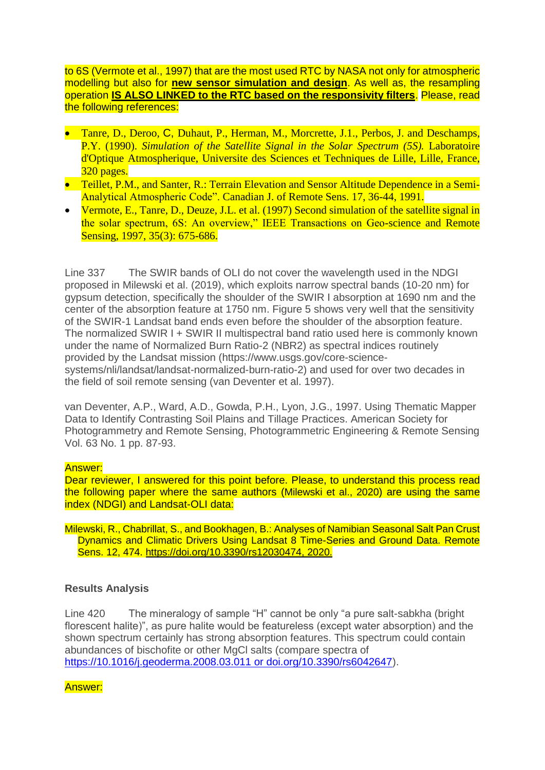to 6S (Vermote et al., 1997) that are the most used RTC by NASA not only for atmospheric modelling but also for **new sensor simulation and design**. As well as, the resampling operation **IS ALSO LINKED to the RTC based on the responsivity filters**. Please, read the following references:

- Tanre, D., Deroo, C, Duhaut, P., Herman, M., Morcrette, J.1., Perbos, J. and Deschamps, P.Y. (1990). *Simulation of the Satellite Signal in the Solar Spectrum (5S).* Laboratoire d'Optique Atmospherique, Universite des Sciences et Techniques de Lille, Lille, France, 320 pages.
- Teillet, P.M., and Santer, R.: Terrain Elevation and Sensor Altitude Dependence in a Semi-Analytical Atmospheric Code". Canadian J. of Remote Sens. 17, 36-44, 1991.
- Vermote, E., Tanre, D., Deuze, J.L. et al. (1997) Second simulation of the satellite signal in the solar spectrum, 6S: An overview," IEEE Transactions on Geo-science and Remote Sensing, 1997, 35(3): 675-686.

Line 337 The SWIR bands of OLI do not cover the wavelength used in the NDGI proposed in Milewski et al. (2019), which exploits narrow spectral bands (10-20 nm) for gypsum detection, specifically the shoulder of the SWIR I absorption at 1690 nm and the center of the absorption feature at 1750 nm. Figure 5 shows very well that the sensitivity of the SWIR-1 Landsat band ends even before the shoulder of the absorption feature. The normalized SWIR I + SWIR II multispectral band ratio used here is commonly known under the name of Normalized Burn Ratio-2 (NBR2) as spectral indices routinely provided by the Landsat mission (https://www.usgs.gov/core-science-systems/nli/landsat/landsat-normalized-burn-ratio-2) and used for over two decades in the field of soil remote sensing (van Deventer et al. 1997).

van Deventer, A.P., Ward, A.D., Gowda, P.H., Lyon, J.G., 1997. Using Thematic Mapper Data to Identify Contrasting Soil Plains and Tillage Practices. American Society for Photogrammetry and Remote Sensing, Photogrammetric Engineering & Remote Sensing Vol. 63 No. 1 pp. 87-93.

Answer:
Dear reviewer, I answered for this point before. Please, to understand this process read the following paper where the same authors (Milewski et al., 2020) are using the same index (NDGI) and Landsat-OLI data:

Milewski, R., Chabrillat, S., and Bookhagen, B.: Analyses of Namibian Seasonal Salt Pan Crust Dynamics and Climatic Drivers Using Landsat 8 Time-Series and Ground Data. Remote Sens. 12, 474. https://doi.org/10.3390/rs12030474, 2020.

### Results Analysis

Line 420 The mineralogy of sample "H" cannot be only "a pure salt-sabkha (bright florescent halite)", as pure halite would be featureless (except water absorption) and the shown spectrum certainly has strong absorption features. This spectrum could contain abundances of bischofite or other MgCl salts (compare spectra of https://10.1016/j.geoderma.2008.03.011 or doi.org/10.3390/rs6042647).

Answer: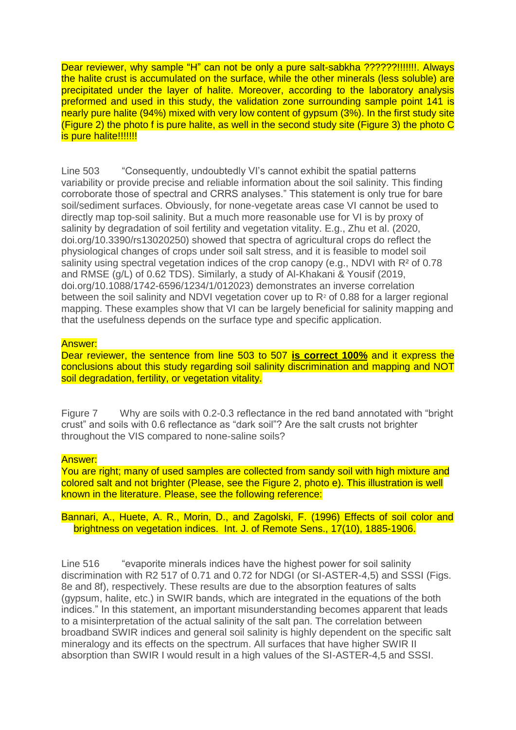Dear reviewer, why sample "H" can not be only a pure salt-sabkha ??????!!!!!!!. Always the halite crust is accumulated on the surface, while the other minerals (less soluble) are precipitated under the layer of halite. Moreover, according to the laboratory analysis preformed and used in this study, the validation zone surrounding sample point 141 is nearly pure halite (94%) mixed with very low content of gypsum (3%). In the first study site (Figure 2) the photo f is pure halite, as well in the second study site (Figure 3) the photo C is pure halite!!!!!!!

Line 503 "Consequently, undoubtedly VI's cannot exhibit the spatial patterns variability or provide precise and reliable information about the soil salinity. This finding corroborate those of spectral and CRRS analyses." This statement is only true for bare soil/sediment surfaces. Obviously, for none-vegetate areas case VI cannot be used to directly map top-soil salinity. But a much more reasonable use for VI is by proxy of salinity by degradation of soil fertility and vegetation vitality. E.g., Zhu et al. (2020, doi.org/10.3390/rs13020250) showed that spectra of agricultural crops do reflect the physiological changes of crops under soil salt stress, and it is feasible to model soil salinity using spectral vegetation indices of the crop canopy (e.g., NDVI with $R^2$ of 0.78 and RMSE (g/L) of 0.62 TDS). Similarly, a study of Al-Khakani & Yousif (2019, doi.org/10.1088/1742-6596/1234/1/012023) demonstrates an inverse correlation between the soil salinity and NDVI vegetation cover up to $R^2$ of 0.88 for a larger regional mapping. These examples show that VI can be largely beneficial for salinity mapping and that the usefulness depends on the surface type and specific application.

Answer:
Dear reviewer, the sentence from line 503 to 507 **is correct 100%** and it express the conclusions about this study regarding soil salinity discrimination and mapping and NOT soil degradation, fertility, or vegetation vitality.

Figure 7 Why are soils with 0.2-0.3 reflectance in the red band annotated with "bright crust" and soils with 0.6 reflectance as "dark soil"? Are the salt crusts not brighter throughout the VIS compared to none-saline soils?

Answer:
You are right; many of used samples are collected from sandy soil with high mixture and colored salt and not brighter (Please, see the Figure 2, photo e). This illustration is well known in the literature. Please, see the following reference:

Bannari, A., Huete, A. R., Morin, D., and Zagolski, F. (1996) Effects of soil color and brightness on vegetation indices. Int. J. of Remote Sens., 17(10), 1885-1906.

Line 516 "evaporite minerals indices have the highest power for soil salinity discrimination with R2 517 of 0.71 and 0.72 for NDGI (or SI-ASTER-4,5) and SSSI (Figs. 8e and 8f), respectively. These results are due to the absorption features of salts (gypsum, halite, etc.) in SWIR bands, which are integrated in the equations of the both indices." In this statement, an important misunderstanding becomes apparent that leads to a misinterpretation of the actual salinity of the salt pan. The correlation between broadband SWIR indices and general soil salinity is highly dependent on the specific salt mineralogy and its effects on the spectrum. All surfaces that have higher SWIR II absorption than SWIR I would result in a high values of the SI-ASTER-4,5 and SSSI.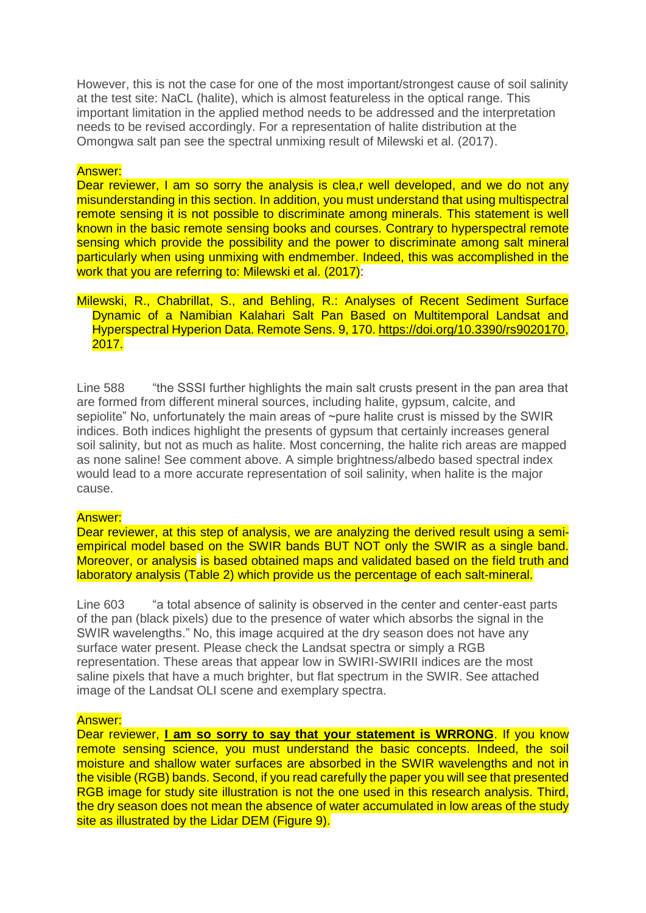However, this is not the case for one of the most important/strongest cause of soil salinity at the test site: NaCL (halite), which is almost featureless in the optical range. This important limitation in the applied method needs to be addressed and the interpretation needs to be revised accordingly. For a representation of halite distribution at the Omongwa salt pan see the spectral unmixing result of Milewski et al. (2017).

Answer:

Dear reviewer, I am so sorry the analysis is clea,r well developed, and we do not any misunderstanding in this section. In addition, you must understand that using multispectral remote sensing it is not possible to discriminate among minerals. This statement is well known in the basic remote sensing books and courses. Contrary to hyperspectral remote sensing which provide the possibility and the power to discriminate among salt mineral particularly when using unmixing with endmember. Indeed, this was accomplished in the work that you are referring to: Milewski et al. (2017):

Milewski, R., Chabrillat, S., and Behling, R.: Analyses of Recent Sediment Surface Dynamic of a Namibian Kalahari Salt Pan Based on Multitemporal Landsat and Hyperspectral Hyperion Data. Remote Sens. 9, 170. https://doi.org/10.3390/rs9020170, 2017.

Line 588 "the SSSI further highlights the main salt crusts present in the pan area that are formed from different mineral sources, including halite, gypsum, calcite, and sepiolite" No, unfortunately the main areas of ~pure halite crust is missed by the SWIR indices. Both indices highlight the presents of gypsum that certainly increases general soil salinity, but not as much as halite. Most concerning, the halite rich areas are mapped as none saline! See comment above. A simple brightness/albedo based spectral index would lead to a more accurate representation of soil salinity, when halite is the major cause.

Answer:

Dear reviewer, at this step of analysis, we are analyzing the derived result using a semi-empirical model based on the SWIR bands BUT NOT only the SWIR as a single band. Moreover, or analysis is based obtained maps and validated based on the field truth and laboratory analysis (Table 2) which provide us the percentage of each salt-mineral.

Line 603 "a total absence of salinity is observed in the center and center-east parts of the pan (black pixels) due to the presence of water which absorbs the signal in the SWIR wavelengths." No, this image acquired at the dry season does not have any surface water present. Please check the Landsat spectra or simply a RGB representation. These areas that appear low in SWIRI-SWIRII indices are the most saline pixels that have a much brighter, but flat spectrum in the SWIR. See attached image of the Landsat OLI scene and exemplary spectra.

Answer:

Dear reviewer, **I am so sorry to say that your statement is WRRONG**. If you know remote sensing science, you must understand the basic concepts. Indeed, the soil moisture and shallow water surfaces are absorbed in the SWIR wavelengths and not in the visible (RGB) bands. Second, if you read carefully the paper you will see that presented RGB image for study site illustration is not the one used in this research analysis. Third, the dry season does not mean the absence of water accumulated in low areas of the study site as illustrated by the Lidar DEM (Figure 9).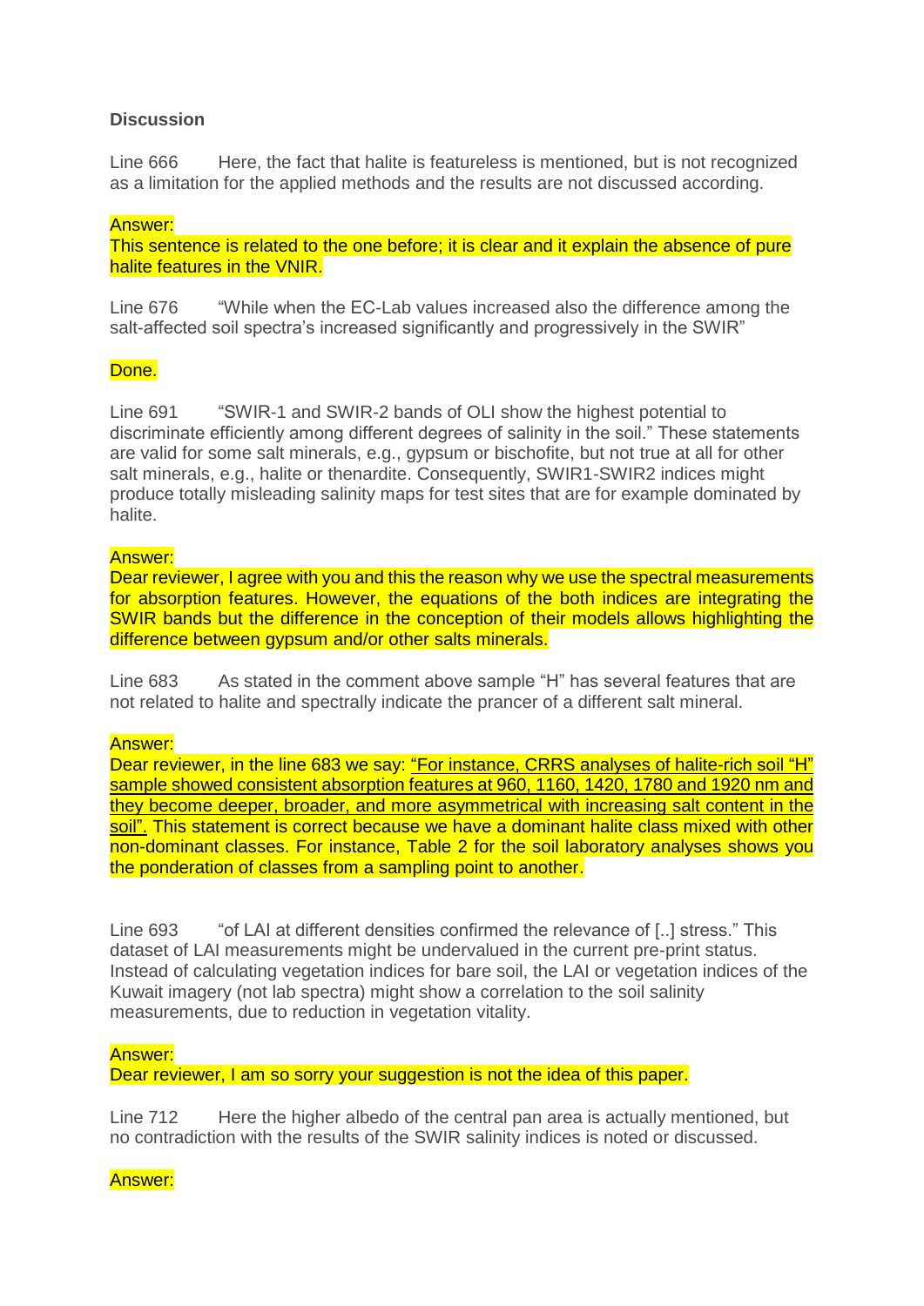**Discussion**

Line 666 Here, the fact that halite is featureless is mentioned, but is not recognized as a limitation for the applied methods and the results are not discussed according.

Answer:
This sentence is related to the one before; it is clear and it explain the absence of pure halite features in the VNIR.

Line 676 "While when the EC-Lab values increased also the difference among the salt-affected soil spectra's increased significantly and progressively in the SWIR"

Done.

Line 691 "SWIR-1 and SWIR-2 bands of OLI show the highest potential to discriminate efficiently among different degrees of salinity in the soil." These statements are valid for some salt minerals, e.g., gypsum or bischofite, but not true at all for other salt minerals, e.g., halite or thenardite. Consequently, SWIR1-SWIR2 indices might produce totally misleading salinity maps for test sites that are for example dominated by halite.

Answer:
Dear reviewer, I agree with you and this the reason why we use the spectral measurements for absorption features. However, the equations of the both indices are integrating the SWIR bands but the difference in the conception of their models allows highlighting the difference between gypsum and/or other salts minerals.

Line 683 As stated in the comment above sample "H" has several features that are not related to halite and spectrally indicate the prancer of a different salt mineral.

Answer:
Dear reviewer, in the line 683 we say: "For instance, CRRS analyses of halite-rich soil "H" sample showed consistent absorption features at 960, 1160, 1420, 1780 and 1920 nm and they become deeper, broader, and more asymmetrical with increasing salt content in the soil". This statement is correct because we have a dominant halite class mixed with other non-dominant classes. For instance, Table 2 for the soil laboratory analyses shows you the ponderation of classes from a sampling point to another.

Line 693 "of LAI at different densities confirmed the relevance of [..] stress." This dataset of LAI measurements might be undervalued in the current pre-print status. Instead of calculating vegetation indices for bare soil, the LAI or vegetation indices of the Kuwait imagery (not lab spectra) might show a correlation to the soil salinity measurements, due to reduction in vegetation vitality.

Answer:
Dear reviewer, I am so sorry your suggestion is not the idea of this paper.

Line 712 Here the higher albedo of the central pan area is actually mentioned, but no contradiction with the results of the SWIR salinity indices is noted or discussed.

Answer: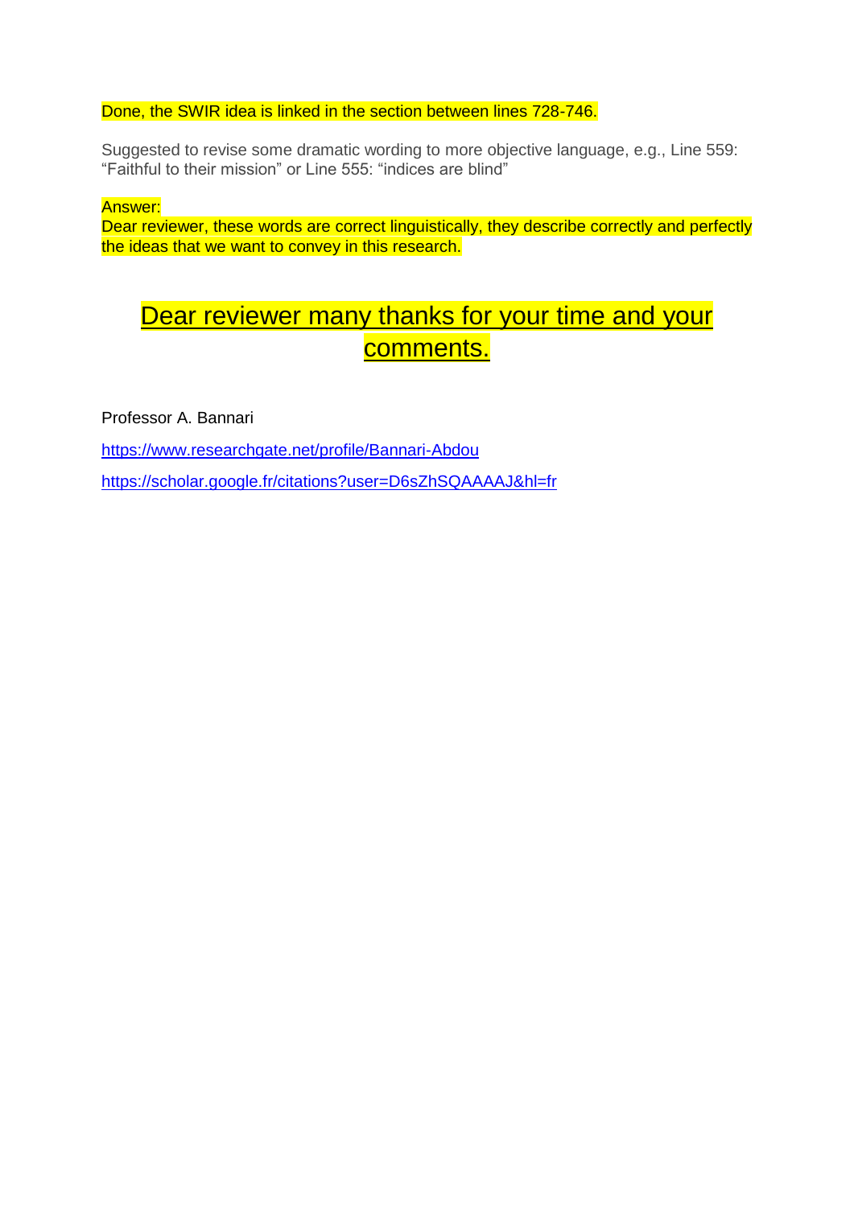Done, the SWIR idea is linked in the section between lines 728-746.

Suggested to revise some dramatic wording to more objective language, e.g., Line 559: “Faithful to their mission” or Line 555: “indices are blind”

Answer:
Dear reviewer, these words are correct linguistically, they describe correctly and perfectly the ideas that we want to convey in this research.

## Dear reviewer many thanks for your time and your comments.

Professor A. Bannari

https://www.researchgate.net/profile/Bannari-Abdou

https://scholar.google.fr/citations?user=D6sZhSQAAAAJ&hl=fr